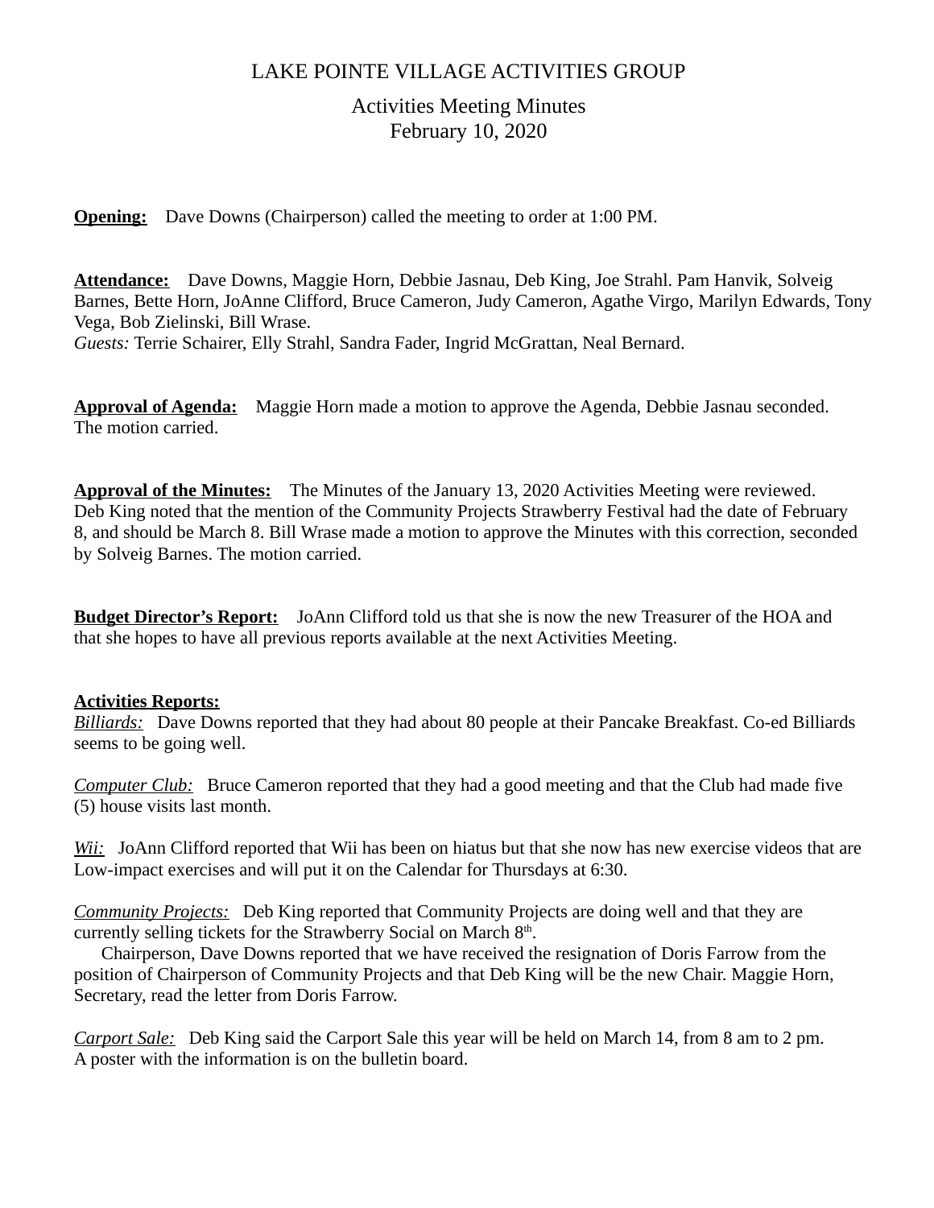# LAKE POINTE VILLAGE ACTIVITIES GROUP

## Activities Meeting Minutes
## February 10, 2020

**Opening:** Dave Downs (Chairperson) called the meeting to order at 1:00 PM.

**Attendance:** Dave Downs, Maggie Horn, Debbie Jasnau, Deb King, Joe Strahl. Pam Hanvik, Solveig Barnes, Bette Horn, JoAnne Clifford, Bruce Cameron, Judy Cameron, Agathe Virgo, Marilyn Edwards, Tony Vega, Bob Zielinski, Bill Wrase.
*Guests:* Terrie Schairer, Elly Strahl, Sandra Fader, Ingrid McGrattan, Neal Bernard.

**Approval of Agenda:** Maggie Horn made a motion to approve the Agenda, Debbie Jasnau seconded. The motion carried.

**Approval of the Minutes:** The Minutes of the January 13, 2020 Activities Meeting were reviewed. Deb King noted that the mention of the Community Projects Strawberry Festival had the date of February 8, and should be March 8. Bill Wrase made a motion to approve the Minutes with this correction, seconded by Solveig Barnes. The motion carried.

**Budget Director's Report:** JoAnn Clifford told us that she is now the new Treasurer of the HOA and that she hopes to have all previous reports available at the next Activities Meeting.

**Activities Reports:**

*Billiards:* Dave Downs reported that they had about 80 people at their Pancake Breakfast. Co-ed Billiards seems to be going well.

*Computer Club:* Bruce Cameron reported that they had a good meeting and that the Club had made five (5) house visits last month.

*Wii:* JoAnn Clifford reported that Wii has been on hiatus but that she now has new exercise videos that are Low-impact exercises and will put it on the Calendar for Thursdays at 6:30.

*Community Projects:* Deb King reported that Community Projects are doing well and that they are currently selling tickets for the Strawberry Social on March 8th.

Chairperson, Dave Downs reported that we have received the resignation of Doris Farrow from the position of Chairperson of Community Projects and that Deb King will be the new Chair. Maggie Horn, Secretary, read the letter from Doris Farrow.

*Carport Sale:* Deb King said the Carport Sale this year will be held on March 14, from 8 am to 2 pm. A poster with the information is on the bulletin board.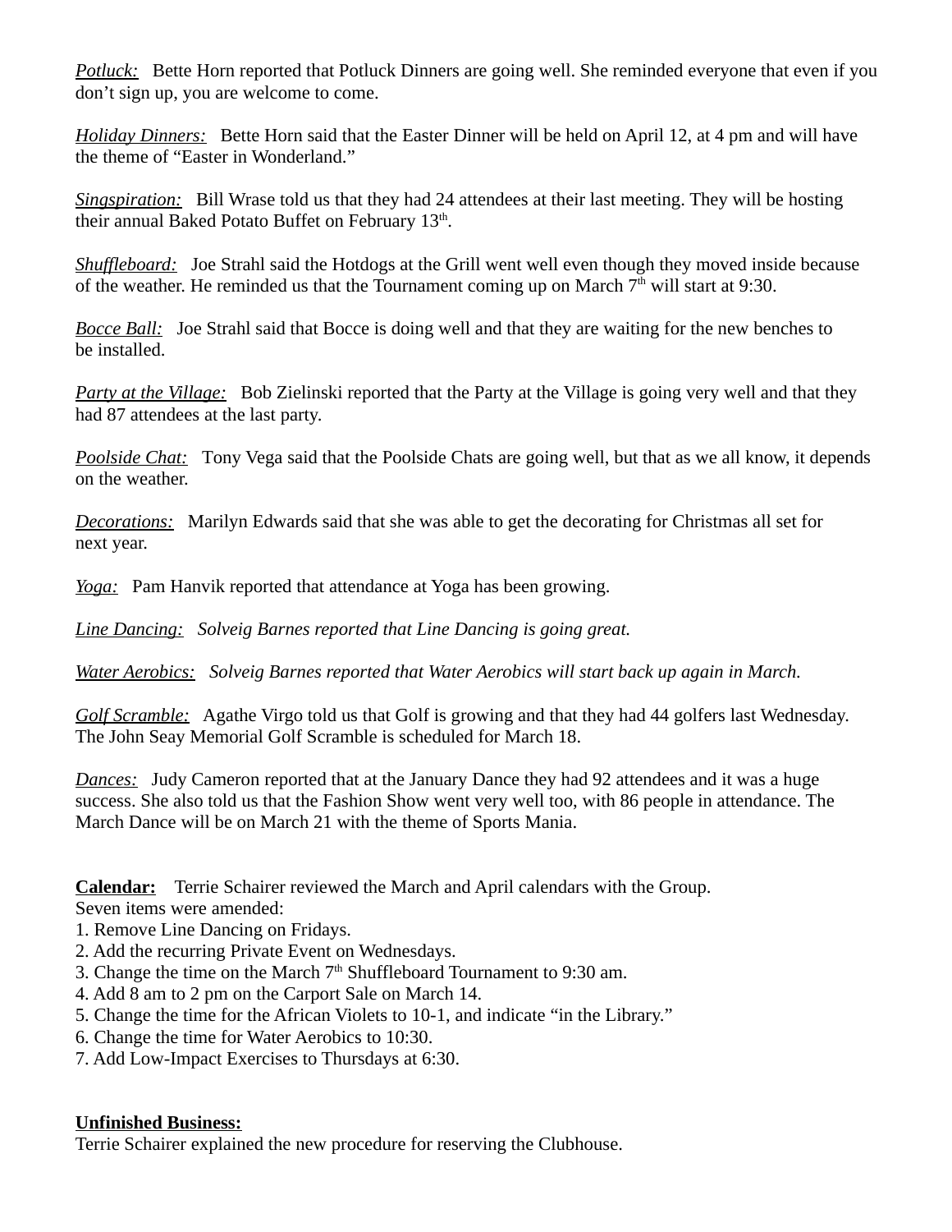*Potluck:* Bette Horn reported that Potluck Dinners are going well. She reminded everyone that even if you don't sign up, you are welcome to come.

*Holiday Dinners:* Bette Horn said that the Easter Dinner will be held on April 12, at 4 pm and will have the theme of "Easter in Wonderland."

*Singspiration:* Bill Wrase told us that they had 24 attendees at their last meeting. They will be hosting their annual Baked Potato Buffet on February 13th.

*Shuffleboard:* Joe Strahl said the Hotdogs at the Grill went well even though they moved inside because of the weather. He reminded us that the Tournament coming up on March 7th will start at 9:30.

*Bocce Ball:* Joe Strahl said that Bocce is doing well and that they are waiting for the new benches to be installed.

*Party at the Village:* Bob Zielinski reported that the Party at the Village is going very well and that they had 87 attendees at the last party.

*Poolside Chat:* Tony Vega said that the Poolside Chats are going well, but that as we all know, it depends on the weather.

*Decorations:* Marilyn Edwards said that she was able to get the decorating for Christmas all set for next year.

*Yoga:* Pam Hanvik reported that attendance at Yoga has been growing.

*Line Dancing:* *Solveig Barnes reported that Line Dancing is going great.*

*Water Aerobics:* *Solveig Barnes reported that Water Aerobics will start back up again in March.*

*Golf Scramble:* Agathe Virgo told us that Golf is growing and that they had 44 golfers last Wednesday. The John Seay Memorial Golf Scramble is scheduled for March 18.

*Dances:* Judy Cameron reported that at the January Dance they had 92 attendees and it was a huge success. She also told us that the Fashion Show went very well too, with 86 people in attendance. The March Dance will be on March 21 with the theme of Sports Mania.

**Calendar:** Terrie Schairer reviewed the March and April calendars with the Group.
Seven items were amended:

1. Remove Line Dancing on Fridays.
2. Add the recurring Private Event on Wednesdays.
3. Change the time on the March 7th Shuffleboard Tournament to 9:30 am.
4. Add 8 am to 2 pm on the Carport Sale on March 14.
5. Change the time for the African Violets to 10-1, and indicate "in the Library."
6. Change the time for Water Aerobics to 10:30.
7. Add Low-Impact Exercises to Thursdays at 6:30.

**Unfinished Business:**
Terrie Schairer explained the new procedure for reserving the Clubhouse.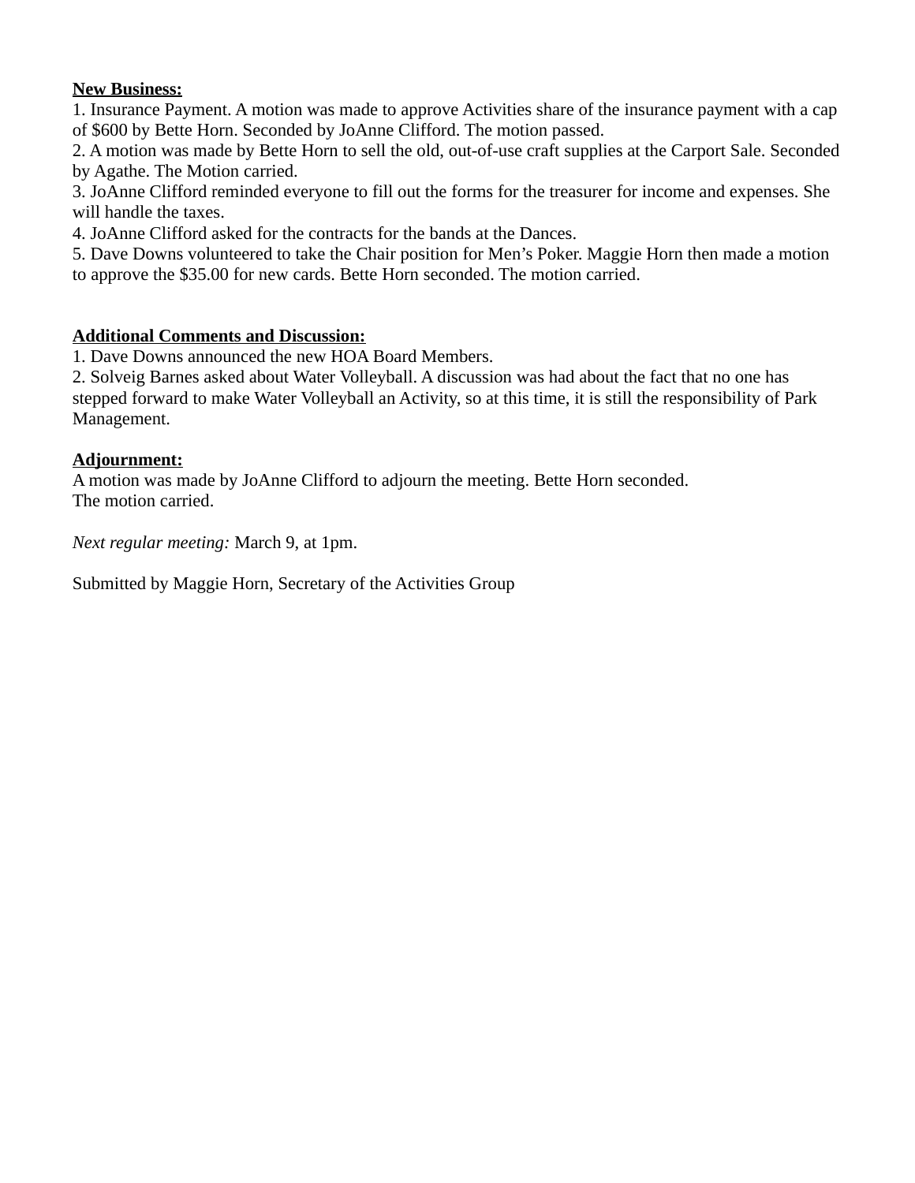**New Business:**

1. Insurance Payment. A motion was made to approve Activities share of the insurance payment with a cap of $600 by Bette Horn. Seconded by JoAnne Clifford. The motion passed.
2. A motion was made by Bette Horn to sell the old, out-of-use craft supplies at the Carport Sale. Seconded by Agathe. The Motion carried.
3. JoAnne Clifford reminded everyone to fill out the forms for the treasurer for income and expenses. She will handle the taxes.
4. JoAnne Clifford asked for the contracts for the bands at the Dances.
5. Dave Downs volunteered to take the Chair position for Men's Poker. Maggie Horn then made a motion to approve the $35.00 for new cards. Bette Horn seconded. The motion carried.

**Additional Comments and Discussion:**

1. Dave Downs announced the new HOA Board Members.
2. Solveig Barnes asked about Water Volleyball. A discussion was had about the fact that no one has stepped forward to make Water Volleyball an Activity, so at this time, it is still the responsibility of Park Management.

**Adjournment:**

A motion was made by JoAnne Clifford to adjourn the meeting. Bette Horn seconded.
The motion carried.

*Next regular meeting:* March 9, at 1pm.

Submitted by Maggie Horn, Secretary of the Activities Group